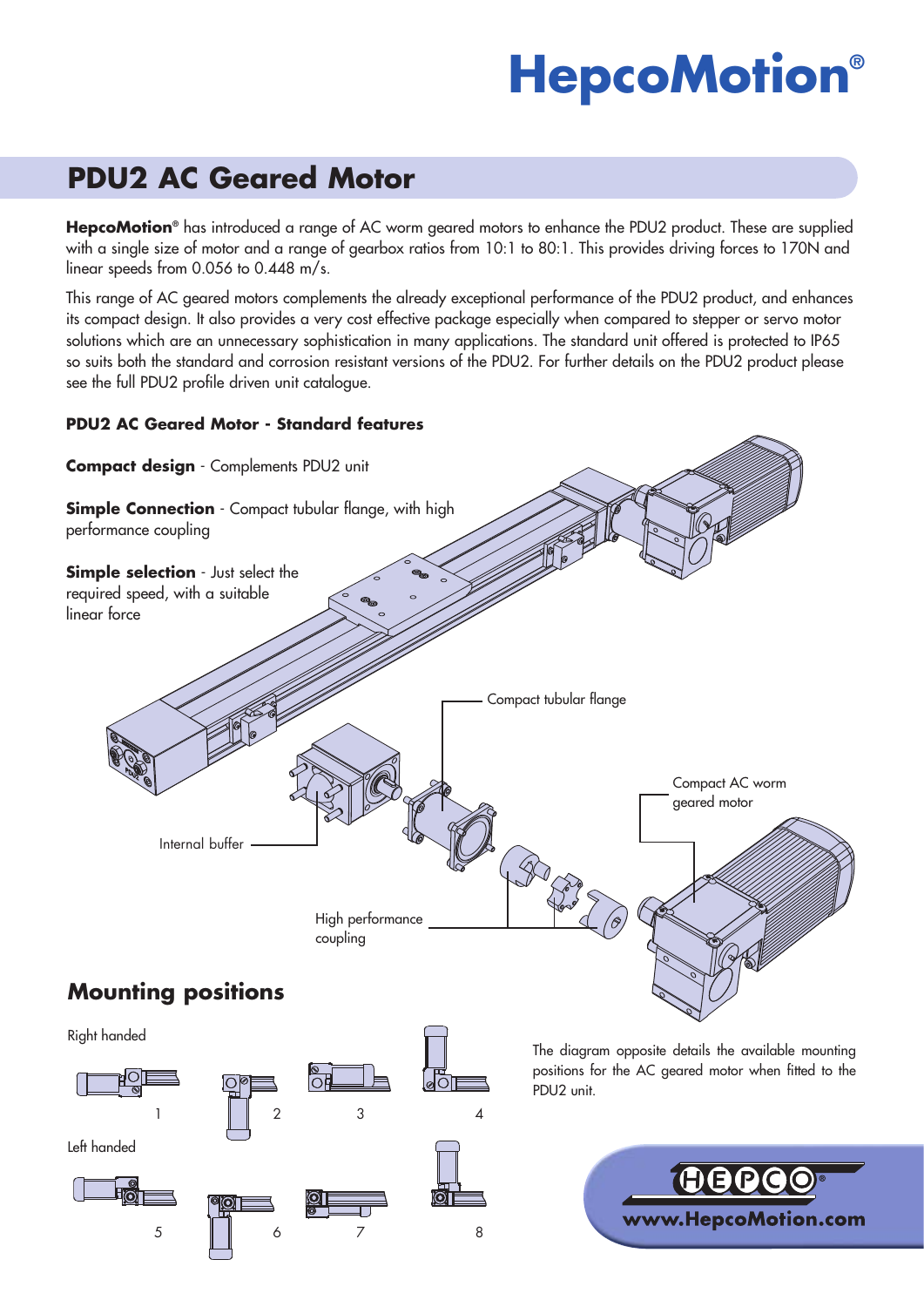# HepcoMotion®

## PDU2 AC Geared Motor

**HepcoMotion®** has introduced a range of AC worm geared motors to enhance the PDU2 product. These are supplied with a single size of motor and a range of gearbox ratios from 10:1 to 80:1. This provides driving forces to 170N and linear speeds from 0.056 to 0.448 m/s.

This range of AC geared motors complements the already exceptional performance of the PDU2 product, and enhances its compact design. It also provides a very cost effective package especially when compared to stepper or servo motor solutions which are an unnecessary sophistication in many applications. The standard unit offered is protected to IP65 so suits both the standard and corrosion resistant versions of the PDU2. For further details on the PDU2 product please see the full PDU2 profile driven unit catalogue.

### PDU2 AC Geared Motor - Standard features

**Compact design** - Complements PDU2 unit

**Simple Connection** - Compact tubular flange, with high performance coupling

**Simple selection** - Just select the required speed, with a suitable linear force

Compact tubular flange

Compact AC worm geared motor

Internal buffer

High performance coupling

## Mounting positions

Right handed

1 2 3 4

Left handed

5 6 7 8

The diagram opposite details the available mounting positions for the AC geared motor when fitted to the PDU2 unit.

HEPCO®
www.HepcoMotion.com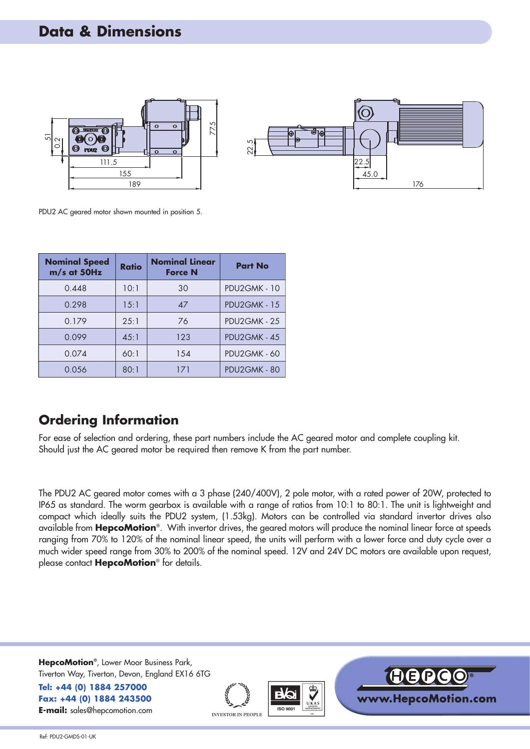## Data & Dimensions

51
0.2
111.5
155
189
77.5

22.5
22.5
45.0
176

PDU2 AC geared motor shown mounted in position 5.

| Nominal Speed m/s at 50Hz | Ratio | Nominal Linear Force N | Part No |
|---|---|---|---|
| 0.448 | 10:1 | 30 | PDU2GMK - 10 |
| 0.298 | 15:1 | 47 | PDU2GMK - 15 |
| 0.179 | 25:1 | 76 | PDU2GMK - 25 |
| 0.099 | 45:1 | 123 | PDU2GMK - 45 |
| 0.074 | 60:1 | 154 | PDU2GMK - 60 |
| 0.056 | 80:1 | 171 | PDU2GMK - 80 |

## Ordering Information

For ease of selection and ordering, these part numbers include the AC geared motor and complete coupling kit. Should just the AC geared motor be required then remove K from the part number.

The PDU2 AC geared motor comes with a 3 phase (240/400V), 2 pole motor, with a rated power of 20W, protected to IP65 as standard. The worm gearbox is available with a range of ratios from 10:1 to 80:1. The unit is lightweight and compact which ideally suits the PDU2 system, (1.53kg). Motors can be controlled via standard invertor drives also available from **HepcoMotion**®. With invertor drives, the geared motors will produce the nominal linear force at speeds ranging from 70% to 120% of the nominal linear speed, the units will perform with a lower force and duty cycle over a much wider speed range from 30% to 200% of the nominal speed. 12V and 24V DC motors are available upon request, please contact **HepcoMotion**® for details.

**HepcoMotion**®, Lower Moor Business Park, Tiverton Way, Tiverton, Devon, England EX16 6TG
**Tel: +44 (0) 1884 257000**
**Fax: +44 (0) 1884 243500**
**E-mail:** sales@hepcomotion.com

INVESTOR IN PEOPLE

ISO 9001

**www.HepcoMotion.com**

Ref: PDU2-GMDS-01-UK